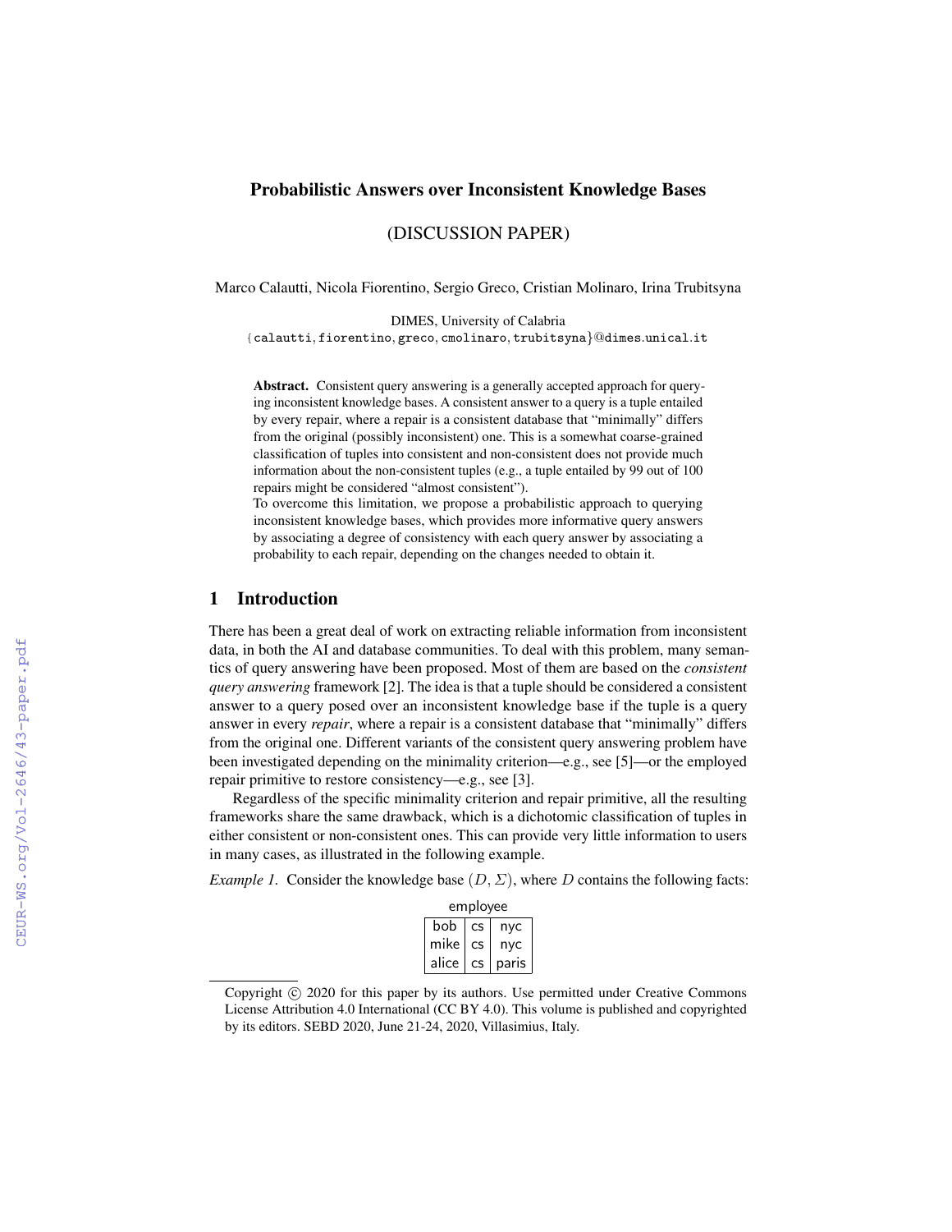# Probabilistic Answers over Inconsistent Knowledge Bases

(DISCUSSION PAPER)

Marco Calautti, Nicola Fiorentino, Sergio Greco, Cristian Molinaro, Irina Trubitsyna

DIMES, University of Calabria
{calautti, fiorentino, greco, cmolinaro, trubitsyna}@dimes.unical.it

**Abstract.** Consistent query answering is a generally accepted approach for querying inconsistent knowledge bases. A consistent answer to a query is a tuple entailed by every repair, where a repair is a consistent database that "minimally" differs from the original (possibly inconsistent) one. This is a somewhat coarse-grained classification of tuples into consistent and non-consistent does not provide much information about the non-consistent tuples (e.g., a tuple entailed by 99 out of 100 repairs might be considered "almost consistent").
To overcome this limitation, we propose a probabilistic approach to querying inconsistent knowledge bases, which provides more informative query answers by associating a degree of consistency with each query answer by associating a probability to each repair, depending on the changes needed to obtain it.

## 1 Introduction

There has been a great deal of work on extracting reliable information from inconsistent data, in both the AI and database communities. To deal with this problem, many semantics of query answering have been proposed. Most of them are based on the *consistent query answering* framework [2]. The idea is that a tuple should be considered a consistent answer to a query posed over an inconsistent knowledge base if the tuple is a query answer in every *repair*, where a repair is a consistent database that "minimally" differs from the original one. Different variants of the consistent query answering problem have been investigated depending on the minimality criterion—e.g., see [5]—or the employed repair primitive to restore consistency—e.g., see [3].

Regardless of the specific minimality criterion and repair primitive, all the resulting frameworks share the same drawback, which is a dichotomic classification of tuples in either consistent or non-consistent ones. This can provide very little information to users in many cases, as illustrated in the following example.

*Example 1.* Consider the knowledge base $(D, \Sigma)$, where $D$ contains the following facts:

employee

| | | |
|---|---|---|
| bob | cs | nyc |
| mike | cs | nyc |
| alice | cs | paris |

Copyright © 2020 for this paper by its authors. Use permitted under Creative Commons License Attribution 4.0 International (CC BY 4.0). This volume is published and copyrighted by its editors. SEBD 2020, June 21-24, 2020, Villasimius, Italy.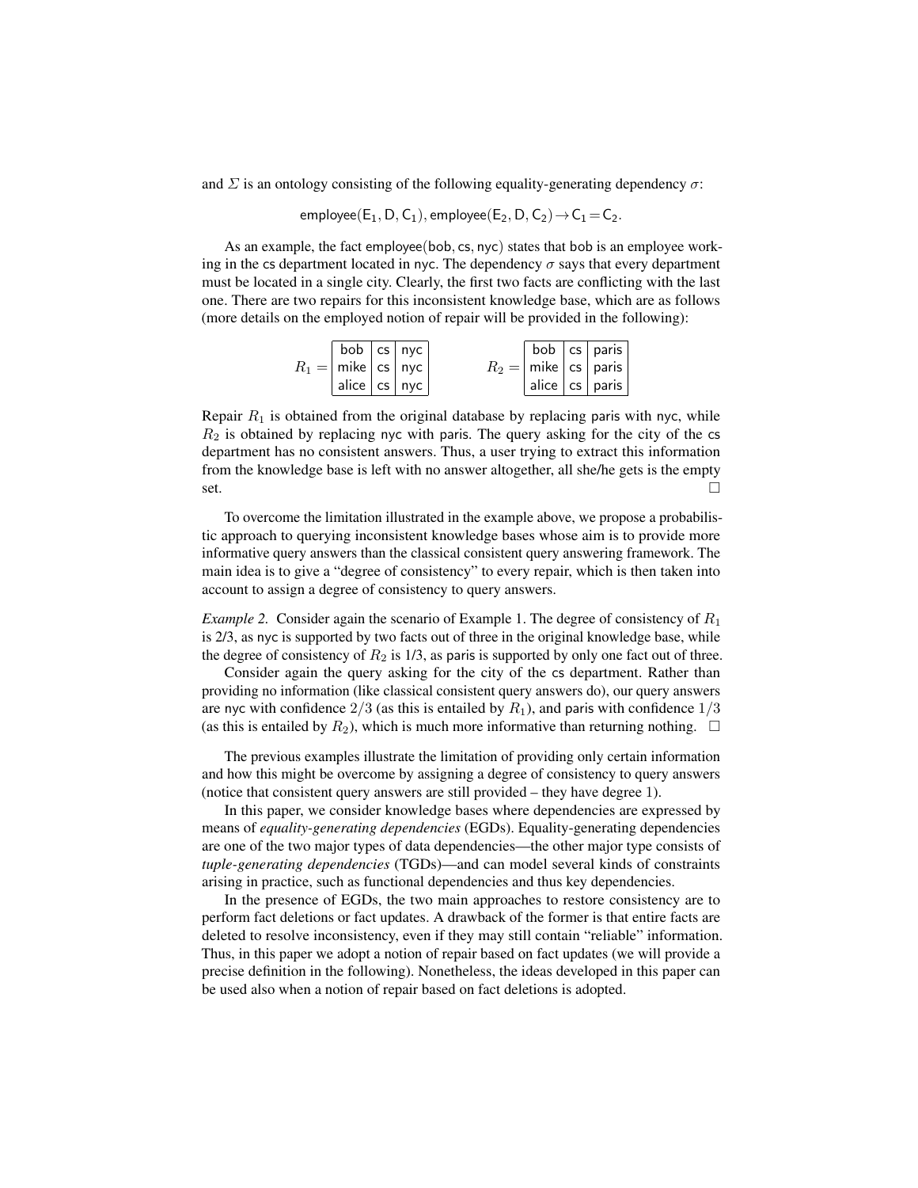and $\Sigma$ is an ontology consisting of the following equality-generating dependency $\sigma$:

$$\mathsf{employee}(\mathsf{E}_1, \mathsf{D}, \mathsf{C}_1), \mathsf{employee}(\mathsf{E}_2, \mathsf{D}, \mathsf{C}_2) \rightarrow \mathsf{C}_1 = \mathsf{C}_2.$$

As an example, the fact employee(bob, cs, nyc) states that bob is an employee working in the cs department located in nyc. The dependency $\sigma$ says that every department must be located in a single city. Clearly, the first two facts are conflicting with the last one. There are two repairs for this inconsistent knowledge base, which are as follows (more details on the employed notion of repair will be provided in the following):

$R_1 =$

| | | |
|---|---|---|
| bob | cs | nyc |
| mike | cs | nyc |
| alice | cs | nyc |

$R_2 =$

| | | |
|---|---|---|
| bob | cs | paris |
| mike | cs | paris |
| alice | cs | paris |

Repair $R_1$ is obtained from the original database by replacing paris with nyc, while $R_2$ is obtained by replacing nyc with paris. The query asking for the city of the cs department has no consistent answers. Thus, a user trying to extract this information from the knowledge base is left with no answer altogether, all she/he gets is the empty set. □

To overcome the limitation illustrated in the example above, we propose a probabilistic approach to querying inconsistent knowledge bases whose aim is to provide more informative query answers than the classical consistent query answering framework. The main idea is to give a "degree of consistency" to every repair, which is then taken into account to assign a degree of consistency to query answers.

*Example 2.* Consider again the scenario of Example 1. The degree of consistency of $R_1$ is 2/3, as nyc is supported by two facts out of three in the original knowledge base, while the degree of consistency of $R_2$ is 1/3, as paris is supported by only one fact out of three.

Consider again the query asking for the city of the cs department. Rather than providing no information (like classical consistent query answers do), our query answers are nyc with confidence $2/3$ (as this is entailed by $R_1$), and paris with confidence $1/3$ (as this is entailed by $R_2$), which is much more informative than returning nothing. □

The previous examples illustrate the limitation of providing only certain information and how this might be overcome by assigning a degree of consistency to query answers (notice that consistent query answers are still provided – they have degree 1).

In this paper, we consider knowledge bases where dependencies are expressed by means of *equality-generating dependencies* (EGDs). Equality-generating dependencies are one of the two major types of data dependencies—the other major type consists of *tuple-generating dependencies* (TGDs)—and can model several kinds of constraints arising in practice, such as functional dependencies and thus key dependencies.

In the presence of EGDs, the two main approaches to restore consistency are to perform fact deletions or fact updates. A drawback of the former is that entire facts are deleted to resolve inconsistency, even if they may still contain "reliable" information. Thus, in this paper we adopt a notion of repair based on fact updates (we will provide a precise definition in the following). Nonetheless, the ideas developed in this paper can be used also when a notion of repair based on fact deletions is adopted.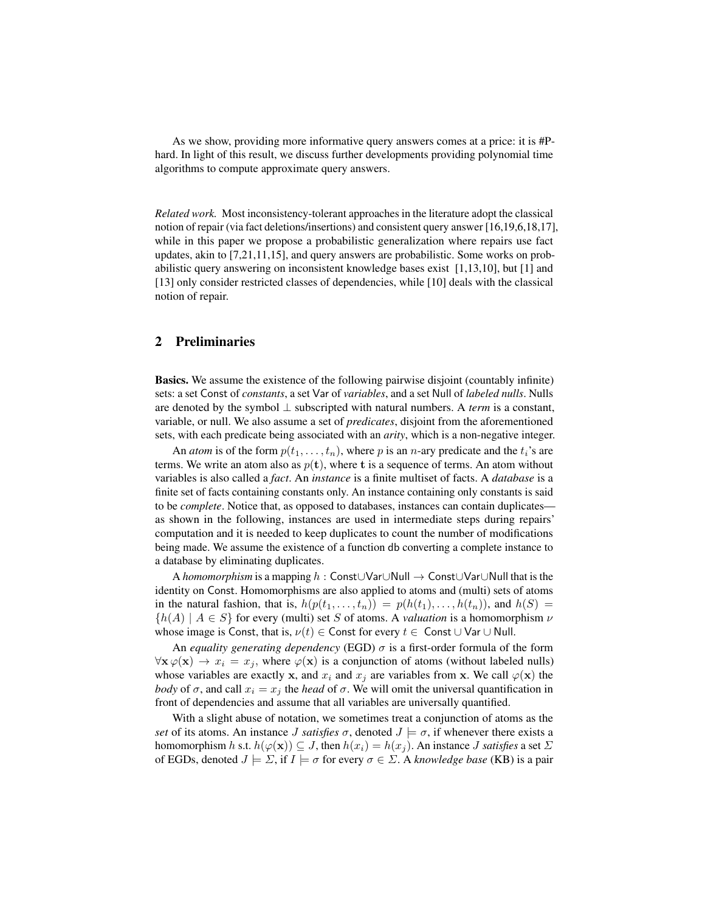As we show, providing more informative query answers comes at a price: it is #P-hard. In light of this result, we discuss further developments providing polynomial time algorithms to compute approximate query answers.

*Related work.* Most inconsistency-tolerant approaches in the literature adopt the classical notion of repair (via fact deletions/insertions) and consistent query answer [16,19,6,18,17], while in this paper we propose a probabilistic generalization where repairs use fact updates, akin to [7,21,11,15], and query answers are probabilistic. Some works on probabilistic query answering on inconsistent knowledge bases exist [1,13,10], but [1] and [13] only consider restricted classes of dependencies, while [10] deals with the classical notion of repair.

## 2 Preliminaries

**Basics.** We assume the existence of the following pairwise disjoint (countably infinite) sets: a set Const of *constants*, a set Var of *variables*, and a set Null of *labeled nulls*. Nulls are denoted by the symbol $\perp$ subscripted with natural numbers. A *term* is a constant, variable, or null. We also assume a set of *predicates*, disjoint from the aforementioned sets, with each predicate being associated with an *arity*, which is a non-negative integer.

An *atom* is of the form $p(t_1, \ldots, t_n)$, where $p$ is an $n$-ary predicate and the $t_i$'s are terms. We write an atom also as $p(\mathbf{t})$, where $\mathbf{t}$ is a sequence of terms. An atom without variables is also called a *fact*. An *instance* is a finite multiset of facts. A *database* is a finite set of facts containing constants only. An instance containing only constants is said to be *complete*. Notice that, as opposed to databases, instances can contain duplicates—as shown in the following, instances are used in intermediate steps during repairs' computation and it is needed to keep duplicates to count the number of modifications being made. We assume the existence of a function db converting a complete instance to a database by eliminating duplicates.

A *homomorphism* is a mapping $h : \mathsf{Const} \cup \mathsf{Var} \cup \mathsf{Null} \rightarrow \mathsf{Const} \cup \mathsf{Var} \cup \mathsf{Null}$ that is the identity on Const. Homomorphisms are also applied to atoms and (multi) sets of atoms in the natural fashion, that is, $h(p(t_1, \ldots, t_n)) = p(h(t_1), \ldots, h(t_n))$, and $h(S) = \{h(A) \mid A \in S\}$ for every (multi) set $S$ of atoms. A *valuation* is a homomorphism $\nu$ whose image is Const, that is, $\nu(t) \in \mathsf{Const}$ for every $t \in \mathsf{Const} \cup \mathsf{Var} \cup \mathsf{Null}$.

An *equality generating dependency* (EGD) $\sigma$ is a first-order formula of the form $\forall \mathbf{x}\, \varphi(\mathbf{x}) \rightarrow x_i = x_j$, where $\varphi(\mathbf{x})$ is a conjunction of atoms (without labeled nulls) whose variables are exactly $\mathbf{x}$, and $x_i$ and $x_j$ are variables from $\mathbf{x}$. We call $\varphi(\mathbf{x})$ the *body* of $\sigma$, and call $x_i = x_j$ the *head* of $\sigma$. We will omit the universal quantification in front of dependencies and assume that all variables are universally quantified.

With a slight abuse of notation, we sometimes treat a conjunction of atoms as the *set* of its atoms. An instance $J$ *satisfies* $\sigma$, denoted $J \models \sigma$, if whenever there exists a homomorphism $h$ s.t. $h(\varphi(\mathbf{x})) \subseteq J$, then $h(x_i) = h(x_j)$. An instance $J$ *satisfies* a set $\Sigma$ of EGDs, denoted $J \models \Sigma$, if $I \models \sigma$ for every $\sigma \in \Sigma$. A *knowledge base* (KB) is a pair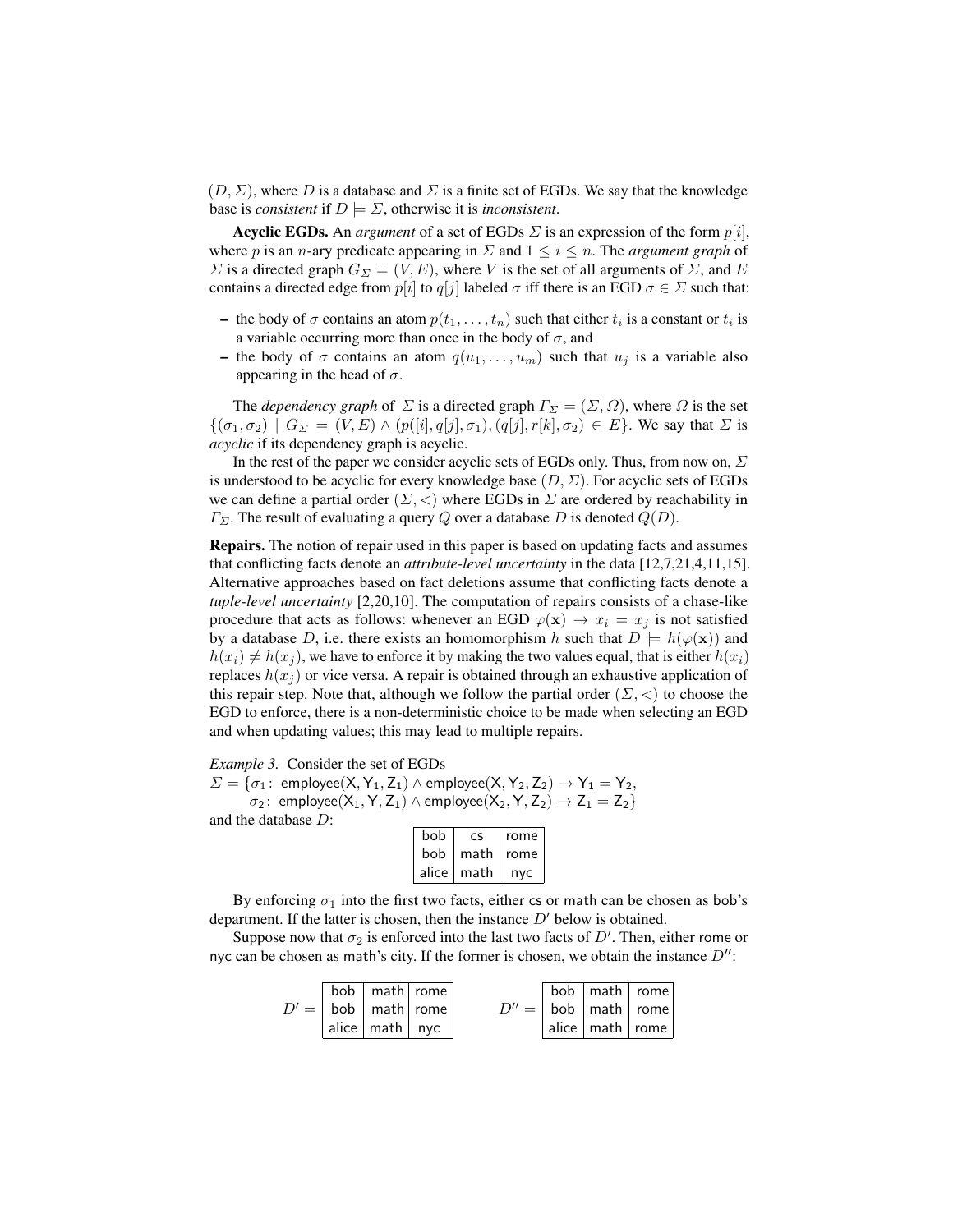$(D, \Sigma)$, where $D$ is a database and $\Sigma$ is a finite set of EGDs. We say that the knowledge base is *consistent* if $D \models \Sigma$, otherwise it is *inconsistent*.

**Acyclic EGDs.** An *argument* of a set of EGDs $\Sigma$ is an expression of the form $p[i]$, where $p$ is an $n$-ary predicate appearing in $\Sigma$ and $1 \leq i \leq n$. The *argument graph* of $\Sigma$ is a directed graph $G_\Sigma = (V, E)$, where $V$ is the set of all arguments of $\Sigma$, and $E$ contains a directed edge from $p[i]$ to $q[j]$ labeled $\sigma$ iff there is an EGD $\sigma \in \Sigma$ such that:

- the body of $\sigma$ contains an atom $p(t_1, \ldots, t_n)$ such that either $t_i$ is a constant or $t_i$ is a variable occurring more than once in the body of $\sigma$, and
- the body of $\sigma$ contains an atom $q(u_1, \ldots, u_m)$ such that $u_j$ is a variable also appearing in the head of $\sigma$.

The *dependency graph* of $\Sigma$ is a directed graph $\Gamma_\Sigma = (\Sigma, \Omega)$, where $\Omega$ is the set $\{(\sigma_1, \sigma_2) \mid G_\Sigma = (V, E) \wedge (p([i], q[j], \sigma_1), (q[j], r[k], \sigma_2) \in E\}$. We say that $\Sigma$ is *acyclic* if its dependency graph is acyclic.

In the rest of the paper we consider acyclic sets of EGDs only. Thus, from now on, $\Sigma$ is understood to be acyclic for every knowledge base $(D, \Sigma)$. For acyclic sets of EGDs we can define a partial order $(\Sigma, <)$ where EGDs in $\Sigma$ are ordered by reachability in $\Gamma_\Sigma$. The result of evaluating a query $Q$ over a database $D$ is denoted $Q(D)$.

**Repairs.** The notion of repair used in this paper is based on updating facts and assumes that conflicting facts denote an *attribute-level uncertainty* in the data [12,7,21,4,11,15]. Alternative approaches based on fact deletions assume that conflicting facts denote a *tuple-level uncertainty* [2,20,10]. The computation of repairs consists of a chase-like procedure that acts as follows: whenever an EGD $\varphi(\mathbf{x}) \rightarrow x_i = x_j$ is not satisfied by a database $D$, i.e. there exists an homomorphism $h$ such that $D \models h(\varphi(\mathbf{x}))$ and $h(x_i) \neq h(x_j)$, we have to enforce it by making the two values equal, that is either $h(x_i)$ replaces $h(x_j)$ or vice versa. A repair is obtained through an exhaustive application of this repair step. Note that, although we follow the partial order $(\Sigma, <)$ to choose the EGD to enforce, there is a non-deterministic choice to be made when selecting an EGD and when updating values; this may lead to multiple repairs.

*Example 3.* Consider the set of EGDs

$\Sigma = \{\sigma_1\!:\ \mathsf{employee}(\mathsf{X}, \mathsf{Y_1}, \mathsf{Z_1}) \wedge \mathsf{employee}(\mathsf{X}, \mathsf{Y_2}, \mathsf{Z_2}) \rightarrow \mathsf{Y_1} = \mathsf{Y_2},$
$\quad\sigma_2\!:\ \mathsf{employee}(\mathsf{X_1}, \mathsf{Y}, \mathsf{Z_1}) \wedge \mathsf{employee}(\mathsf{X_2}, \mathsf{Y}, \mathsf{Z_2}) \rightarrow \mathsf{Z_1} = \mathsf{Z_2}\}$

and the database $D$:

| | | |
|---|---|---|
| bob | cs | rome |
| bob | math | rome |
| alice | math | nyc |

By enforcing $\sigma_1$ into the first two facts, either cs or math can be chosen as bob's department. If the latter is chosen, then the instance $D'$ below is obtained.

Suppose now that $\sigma_2$ is enforced into the last two facts of $D'$. Then, either rome or nyc can be chosen as math's city. If the former is chosen, we obtain the instance $D''$:

$D' =$

| | | |
|---|---|---|
| bob | math | rome |
| bob | math | rome |
| alice | math | nyc |

$D'' =$

| | | |
|---|---|---|
| bob | math | rome |
| bob | math | rome |
| alice | math | rome |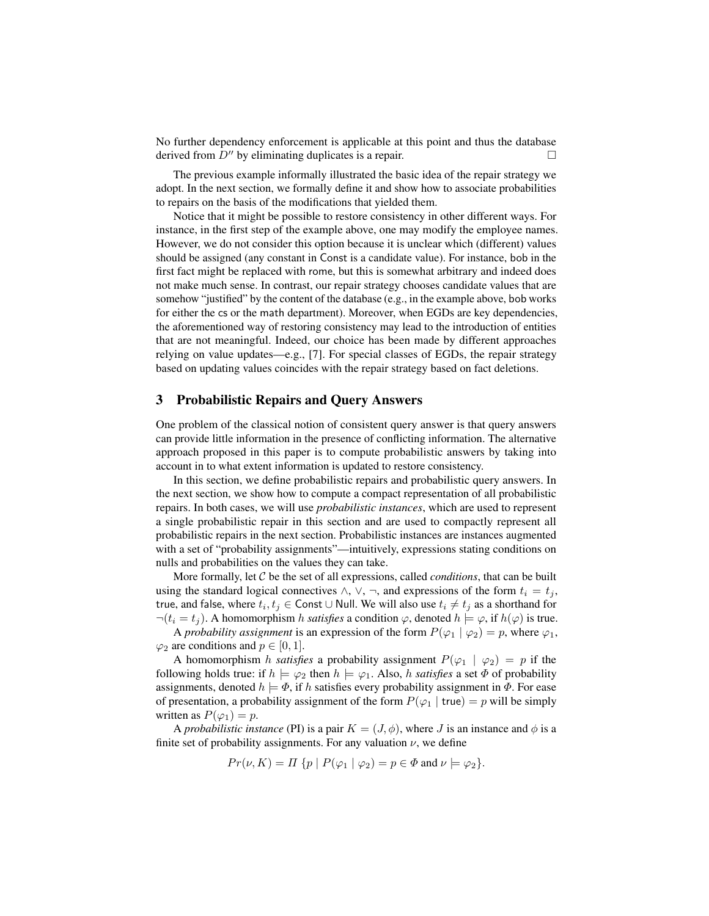No further dependency enforcement is applicable at this point and thus the database derived from $D''$ by eliminating duplicates is a repair. □

The previous example informally illustrated the basic idea of the repair strategy we adopt. In the next section, we formally define it and show how to associate probabilities to repairs on the basis of the modifications that yielded them.

Notice that it might be possible to restore consistency in other different ways. For instance, in the first step of the example above, one may modify the employee names. However, we do not consider this option because it is unclear which (different) values should be assigned (any constant in Const is a candidate value). For instance, bob in the first fact might be replaced with rome, but this is somewhat arbitrary and indeed does not make much sense. In contrast, our repair strategy chooses candidate values that are somehow "justified" by the content of the database (e.g., in the example above, bob works for either the cs or the math department). Moreover, when EGDs are key dependencies, the aforementioned way of restoring consistency may lead to the introduction of entities that are not meaningful. Indeed, our choice has been made by different approaches relying on value updates—e.g., [7]. For special classes of EGDs, the repair strategy based on updating values coincides with the repair strategy based on fact deletions.

## 3 Probabilistic Repairs and Query Answers

One problem of the classical notion of consistent query answer is that query answers can provide little information in the presence of conflicting information. The alternative approach proposed in this paper is to compute probabilistic answers by taking into account in to what extent information is updated to restore consistency.

In this section, we define probabilistic repairs and probabilistic query answers. In the next section, we show how to compute a compact representation of all probabilistic repairs. In both cases, we will use *probabilistic instances*, which are used to represent a single probabilistic repair in this section and are used to compactly represent all probabilistic repairs in the next section. Probabilistic instances are instances augmented with a set of "probability assignments"—intuitively, expressions stating conditions on nulls and probabilities on the values they can take.

More formally, let $\mathcal{C}$ be the set of all expressions, called *conditions*, that can be built using the standard logical connectives $\wedge$, $\vee$, $\neg$, and expressions of the form $t_i = t_j$, true, and false, where $t_i, t_j \in \mathsf{Const} \cup \mathsf{Null}$. We will also use $t_i \neq t_j$ as a shorthand for $\neg(t_i = t_j)$. A homomorphism $h$ *satisfies* a condition $\varphi$, denoted $h \models \varphi$, if $h(\varphi)$ is true.

A *probability assignment* is an expression of the form $P(\varphi_1 \mid \varphi_2) = p$, where $\varphi_1$, $\varphi_2$ are conditions and $p \in [0, 1]$.

A homomorphism $h$ *satisfies* a probability assignment $P(\varphi_1 \mid \varphi_2) = p$ if the following holds true: if $h \models \varphi_2$ then $h \models \varphi_1$. Also, $h$ *satisfies* a set $\Phi$ of probability assignments, denoted $h \models \Phi$, if $h$ satisfies every probability assignment in $\Phi$. For ease of presentation, a probability assignment of the form $P(\varphi_1 \mid \mathsf{true}) = p$ will be simply written as $P(\varphi_1) = p$.

A *probabilistic instance* (PI) is a pair $K = (J, \phi)$, where $J$ is an instance and $\phi$ is a finite set of probability assignments. For any valuation $\nu$, we define

$$Pr(\nu, K) = \Pi \ \{p \mid P(\varphi_1 \mid \varphi_2) = p \in \Phi \text{ and } \nu \models \varphi_2\}.$$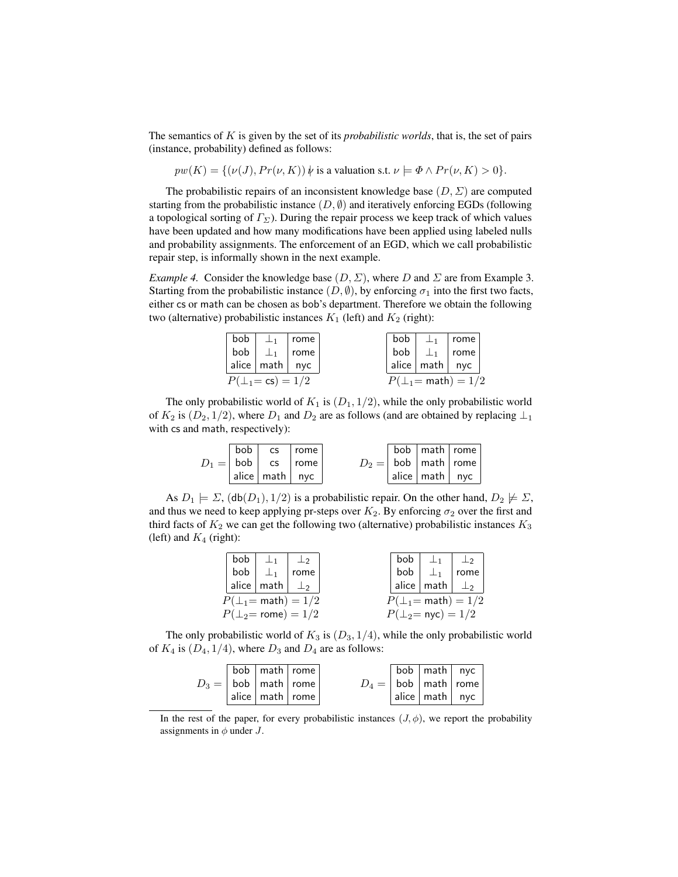The semantics of $K$ is given by the set of its *probabilistic worlds*, that is, the set of pairs (instance, probability) defined as follows:

$$pw(K) = \{(\nu(J), Pr(\nu, K)) \nmid \text{ is a valuation s.t. } \nu \models \Phi \wedge Pr(\nu, K) > 0\}.$$

The probabilistic repairs of an inconsistent knowledge base $(D, \Sigma)$ are computed starting from the probabilistic instance $(D, \emptyset)$ and iteratively enforcing EGDs (following a topological sorting of $\Gamma_\Sigma$). During the repair process we keep track of which values have been updated and how many modifications have been applied using labeled nulls and probability assignments. The enforcement of an EGD, which we call probabilistic repair step, is informally shown in the next example.

*Example 4.* Consider the knowledge base $(D, \Sigma)$, where $D$ and $\Sigma$ are from Example 3. Starting from the probabilistic instance $(D, \emptyset)$, by enforcing $\sigma_1$ into the first two facts, either cs or math can be chosen as bob's department. Therefore we obtain the following two (alternative) probabilistic instances $K_1$ (left) and $K_2$ (right):

$K_1$:

| | | |
|---|---|---|
| bob | $\perp_1$ | rome |
| bob | $\perp_1$ | rome |
| alice | math | nyc |

$P(\perp_1 = \text{cs}) = 1/2$

$K_2$:

| | | |
|---|---|---|
| bob | $\perp_1$ | rome |
| bob | $\perp_1$ | rome |
| alice | math | nyc |

$P(\perp_1 = \text{math}) = 1/2$

The only probabilistic world of $K_1$ is $(D_1, 1/2)$, while the only probabilistic world of $K_2$ is $(D_2, 1/2)$, where $D_1$ and $D_2$ are as follows (and are obtained by replacing $\perp_1$ with cs and math, respectively):

$D_1 =$

| | | |
|---|---|---|
| bob | cs | rome |
| bob | cs | rome |
| alice | math | nyc |

$D_2 =$

| | | |
|---|---|---|
| bob | math | rome |
| bob | math | rome |
| alice | math | nyc |

As $D_1 \models \Sigma$, $(\text{db}(D_1), 1/2)$ is a probabilistic repair. On the other hand, $D_2 \not\models \Sigma$, and thus we need to keep applying pr-steps over $K_2$. By enforcing $\sigma_2$ over the first and third facts of $K_2$ we can get the following two (alternative) probabilistic instances $K_3$ (left) and $K_4$ (right):

$K_3$:

| | | |
|---|---|---|
| bob | $\perp_1$ | $\perp_2$ |
| bob | $\perp_1$ | rome |
| alice | math | $\perp_2$ |

$P(\perp_1 = \text{math}) = 1/2$
$P(\perp_2 = \text{rome}) = 1/2$

$K_4$:

| | | |
|---|---|---|
| bob | $\perp_1$ | $\perp_2$ |
| bob | $\perp_1$ | rome |
| alice | math | $\perp_2$ |

$P(\perp_1 = \text{math}) = 1/2$
$P(\perp_2 = \text{nyc}) = 1/2$

The only probabilistic world of $K_3$ is $(D_3, 1/4)$, while the only probabilistic world of $K_4$ is $(D_4, 1/4)$, where $D_3$ and $D_4$ are as follows:

$D_3 =$

| | | |
|---|---|---|
| bob | math | rome |
| bob | math | rome |
| alice | math | rome |

$D_4 =$

| | | |
|---|---|---|
| bob | math | nyc |
| bob | math | rome |
| alice | math | nyc |

In the rest of the paper, for every probabilistic instances $(J, \phi)$, we report the probability assignments in $\phi$ under $J$.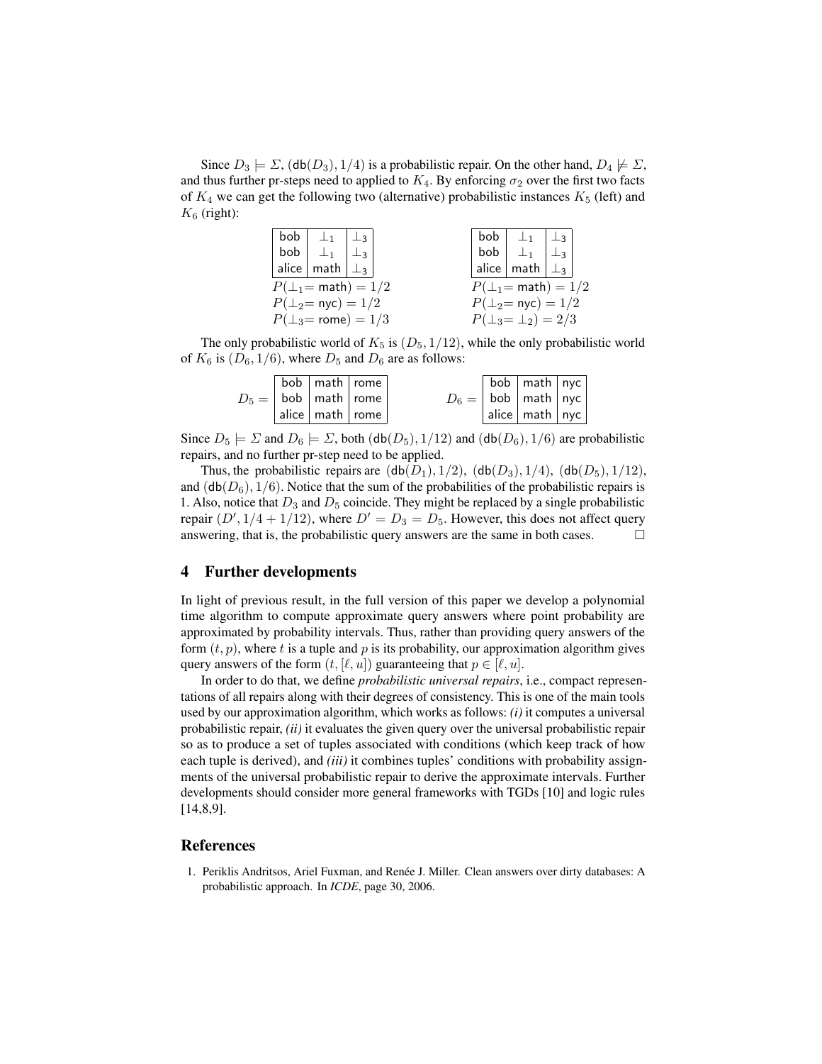Since $D_3 \models \Sigma$, $(\mathsf{db}(D_3), 1/4)$ is a probabilistic repair. On the other hand, $D_4 \not\models \Sigma$, and thus further pr-steps need to applied to $K_4$. By enforcing $\sigma_2$ over the first two facts of $K_4$ we can get the following two (alternative) probabilistic instances $K_5$ (left) and $K_6$ (right):

| | | |
|---|---|---|
| bob | $\bot_1$ | $\bot_3$ |
| bob | $\bot_1$ | $\bot_3$ |
| alice | math | $\bot_3$ |

$P(\bot_1 = \mathsf{math}) = 1/2$
$P(\bot_2 = \mathsf{nyc}) = 1/2$
$P(\bot_3 = \mathsf{rome}) = 1/3$

| | | |
|---|---|---|
| bob | $\bot_1$ | $\bot_3$ |
| bob | $\bot_1$ | $\bot_3$ |
| alice | math | $\bot_3$ |

$P(\bot_1 = \mathsf{math}) = 1/2$
$P(\bot_2 = \mathsf{nyc}) = 1/2$
$P(\bot_3 = \bot_2) = 2/3$

The only probabilistic world of $K_5$ is $(D_5, 1/12)$, while the only probabilistic world of $K_6$ is $(D_6, 1/6)$, where $D_5$ and $D_6$ are as follows:

$D_5 =$

| | | |
|---|---|---|
| bob | math | rome |
| bob | math | rome |
| alice | math | rome |

$D_6 =$

| | | |
|---|---|---|
| bob | math | nyc |
| bob | math | nyc |
| alice | math | nyc |

Since $D_5 \models \Sigma$ and $D_6 \models \Sigma$, both $(\mathsf{db}(D_5), 1/12)$ and $(\mathsf{db}(D_6), 1/6)$ are probabilistic repairs, and no further pr-step need to be applied.

Thus, the probabilistic repairs are $(\mathsf{db}(D_1), 1/2)$, $(\mathsf{db}(D_3), 1/4)$, $(\mathsf{db}(D_5), 1/12)$, and $(\mathsf{db}(D_6), 1/6)$. Notice that the sum of the probabilities of the probabilistic repairs is 1. Also, notice that $D_3$ and $D_5$ coincide. They might be replaced by a single probabilistic repair $(D', 1/4 + 1/12)$, where $D' = D_3 = D_5$. However, this does not affect query answering, that is, the probabilistic query answers are the same in both cases. □

## 4 Further developments

In light of previous result, in the full version of this paper we develop a polynomial time algorithm to compute approximate query answers where point probability are approximated by probability intervals. Thus, rather than providing query answers of the form $(t, p)$, where $t$ is a tuple and $p$ is its probability, our approximation algorithm gives query answers of the form $(t, [\ell, u])$ guaranteeing that $p \in [\ell, u]$.

In order to do that, we define *probabilistic universal repairs*, i.e., compact representations of all repairs along with their degrees of consistency. This is one of the main tools used by our approximation algorithm, which works as follows: *(i)* it computes a universal probabilistic repair, *(ii)* it evaluates the given query over the universal probabilistic repair so as to produce a set of tuples associated with conditions (which keep track of how each tuple is derived), and *(iii)* it combines tuples' conditions with probability assignments of the universal probabilistic repair to derive the approximate intervals. Further developments should consider more general frameworks with TGDs [10] and logic rules [14,8,9].

## References

1. Periklis Andritsos, Ariel Fuxman, and Renée J. Miller. Clean answers over dirty databases: A probabilistic approach. In *ICDE*, page 30, 2006.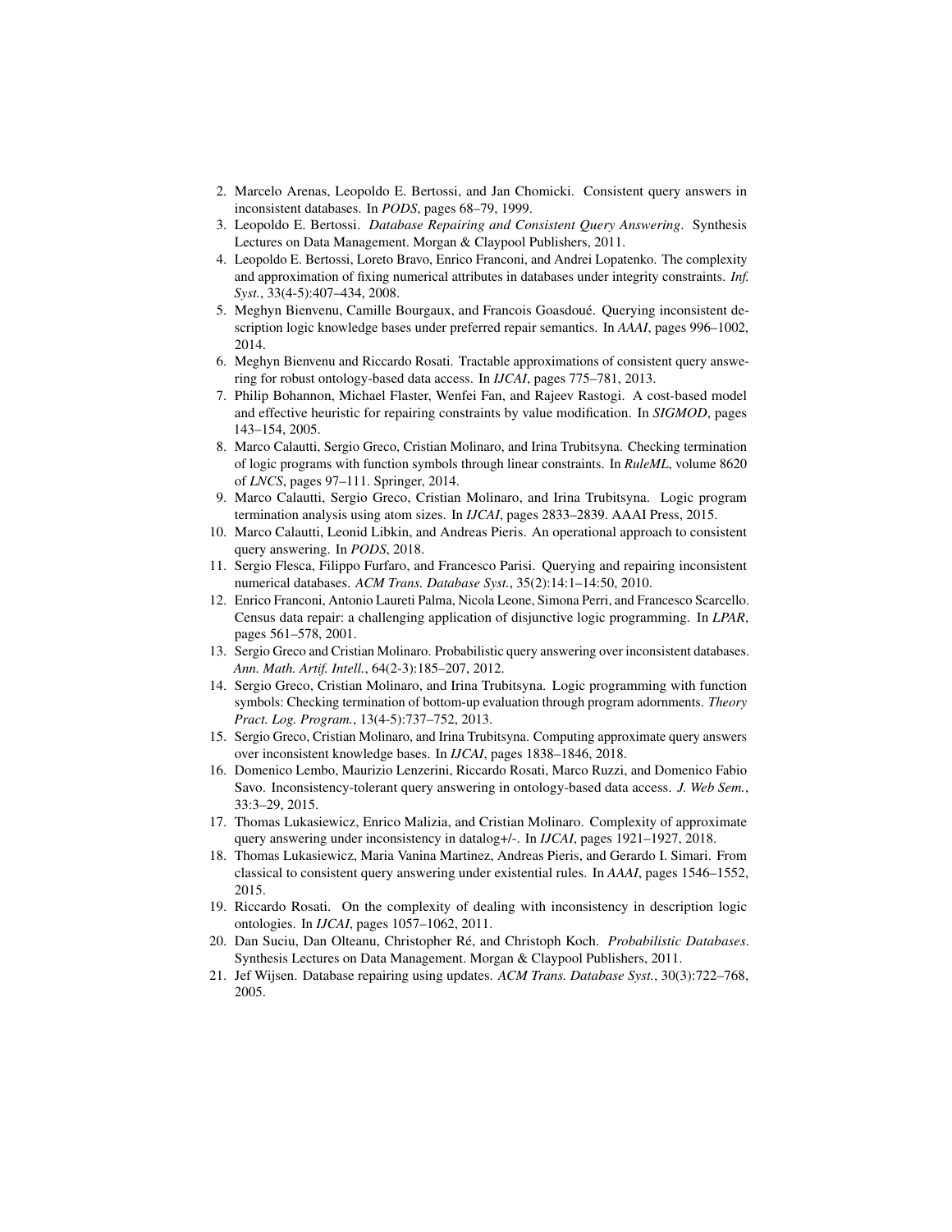2. Marcelo Arenas, Leopoldo E. Bertossi, and Jan Chomicki. Consistent query answers in inconsistent databases. In *PODS*, pages 68–79, 1999.
3. Leopoldo E. Bertossi. *Database Repairing and Consistent Query Answering*. Synthesis Lectures on Data Management. Morgan & Claypool Publishers, 2011.
4. Leopoldo E. Bertossi, Loreto Bravo, Enrico Franconi, and Andrei Lopatenko. The complexity and approximation of fixing numerical attributes in databases under integrity constraints. *Inf. Syst.*, 33(4-5):407–434, 2008.
5. Meghyn Bienvenu, Camille Bourgaux, and Francois Goasdoué. Querying inconsistent description logic knowledge bases under preferred repair semantics. In *AAAI*, pages 996–1002, 2014.
6. Meghyn Bienvenu and Riccardo Rosati. Tractable approximations of consistent query answering for robust ontology-based data access. In *IJCAI*, pages 775–781, 2013.
7. Philip Bohannon, Michael Flaster, Wenfei Fan, and Rajeev Rastogi. A cost-based model and effective heuristic for repairing constraints by value modification. In *SIGMOD*, pages 143–154, 2005.
8. Marco Calautti, Sergio Greco, Cristian Molinaro, and Irina Trubitsyna. Checking termination of logic programs with function symbols through linear constraints. In *RuleML*, volume 8620 of *LNCS*, pages 97–111. Springer, 2014.
9. Marco Calautti, Sergio Greco, Cristian Molinaro, and Irina Trubitsyna. Logic program termination analysis using atom sizes. In *IJCAI*, pages 2833–2839. AAAI Press, 2015.
10. Marco Calautti, Leonid Libkin, and Andreas Pieris. An operational approach to consistent query answering. In *PODS*, 2018.
11. Sergio Flesca, Filippo Furfaro, and Francesco Parisi. Querying and repairing inconsistent numerical databases. *ACM Trans. Database Syst.*, 35(2):14:1–14:50, 2010.
12. Enrico Franconi, Antonio Laureti Palma, Nicola Leone, Simona Perri, and Francesco Scarcello. Census data repair: a challenging application of disjunctive logic programming. In *LPAR*, pages 561–578, 2001.
13. Sergio Greco and Cristian Molinaro. Probabilistic query answering over inconsistent databases. *Ann. Math. Artif. Intell.*, 64(2-3):185–207, 2012.
14. Sergio Greco, Cristian Molinaro, and Irina Trubitsyna. Logic programming with function symbols: Checking termination of bottom-up evaluation through program adornments. *Theory Pract. Log. Program.*, 13(4-5):737–752, 2013.
15. Sergio Greco, Cristian Molinaro, and Irina Trubitsyna. Computing approximate query answers over inconsistent knowledge bases. In *IJCAI*, pages 1838–1846, 2018.
16. Domenico Lembo, Maurizio Lenzerini, Riccardo Rosati, Marco Ruzzi, and Domenico Fabio Savo. Inconsistency-tolerant query answering in ontology-based data access. *J. Web Sem.*, 33:3–29, 2015.
17. Thomas Lukasiewicz, Enrico Malizia, and Cristian Molinaro. Complexity of approximate query answering under inconsistency in datalog+/-. In *IJCAI*, pages 1921–1927, 2018.
18. Thomas Lukasiewicz, Maria Vanina Martinez, Andreas Pieris, and Gerardo I. Simari. From classical to consistent query answering under existential rules. In *AAAI*, pages 1546–1552, 2015.
19. Riccardo Rosati. On the complexity of dealing with inconsistency in description logic ontologies. In *IJCAI*, pages 1057–1062, 2011.
20. Dan Suciu, Dan Olteanu, Christopher Ré, and Christoph Koch. *Probabilistic Databases*. Synthesis Lectures on Data Management. Morgan & Claypool Publishers, 2011.
21. Jef Wijsen. Database repairing using updates. *ACM Trans. Database Syst.*, 30(3):722–768, 2005.